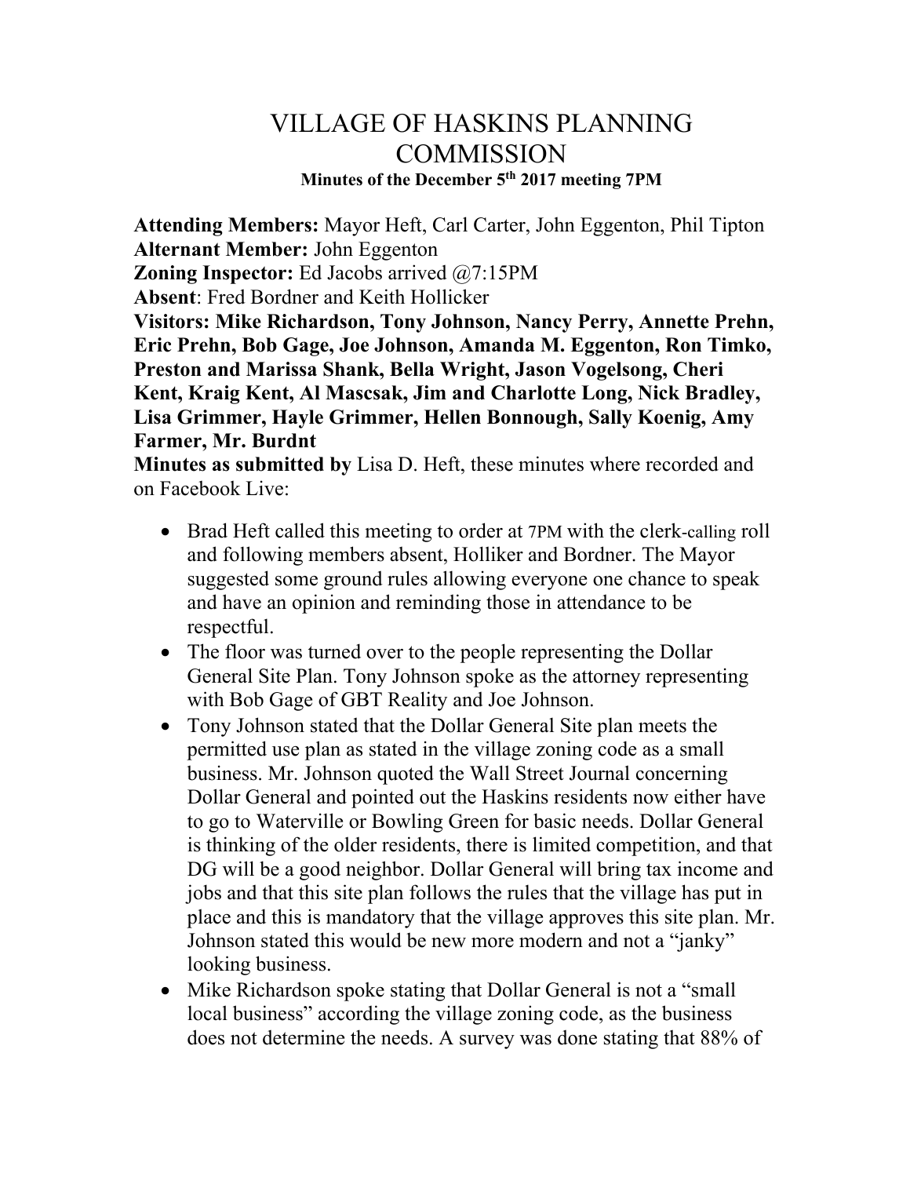# VILLAGE OF HASKINS PLANNING COMMISSION

**Minutes of the December 5th 2017 meeting 7PM**

**Attending Members:** Mayor Heft, Carl Carter, John Eggenton, Phil Tipton
**Alternant Member:** John Eggenton
**Zoning Inspector:** Ed Jacobs arrived @7:15PM
**Absent**: Fred Bordner and Keith Hollicker
**Visitors: Mike Richardson, Tony Johnson, Nancy Perry, Annette Prehn, Eric Prehn, Bob Gage, Joe Johnson, Amanda M. Eggenton, Ron Timko, Preston and Marissa Shank, Bella Wright, Jason Vogelsong, Cheri Kent, Kraig Kent, Al Mascsak, Jim and Charlotte Long, Nick Bradley, Lisa Grimmer, Hayle Grimmer, Hellen Bonnough, Sally Koenig, Amy Farmer, Mr. Burdnt**
**Minutes as submitted by** Lisa D. Heft, these minutes where recorded and on Facebook Live:

- Brad Heft called this meeting to order at 7PM with the clerk-calling roll and following members absent, Holliker and Bordner. The Mayor suggested some ground rules allowing everyone one chance to speak and have an opinion and reminding those in attendance to be respectful.
- The floor was turned over to the people representing the Dollar General Site Plan. Tony Johnson spoke as the attorney representing with Bob Gage of GBT Realty and Joe Johnson.
- Tony Johnson stated that the Dollar General Site plan meets the permitted use plan as stated in the village zoning code as a small business. Mr. Johnson quoted the Wall Street Journal concerning Dollar General and pointed out the Haskins residents now either have to go to Waterville or Bowling Green for basic needs. Dollar General is thinking of the older residents, there is limited competition, and that DG will be a good neighbor. Dollar General will bring tax income and jobs and that this site plan follows the rules that the village has put in place and this is mandatory that the village approves this site plan. Mr. Johnson stated this would be new more modern and not a "janky" looking business.
- Mike Richardson spoke stating that Dollar General is not a "small local business" according the village zoning code, as the business does not determine the needs. A survey was done stating that 88% of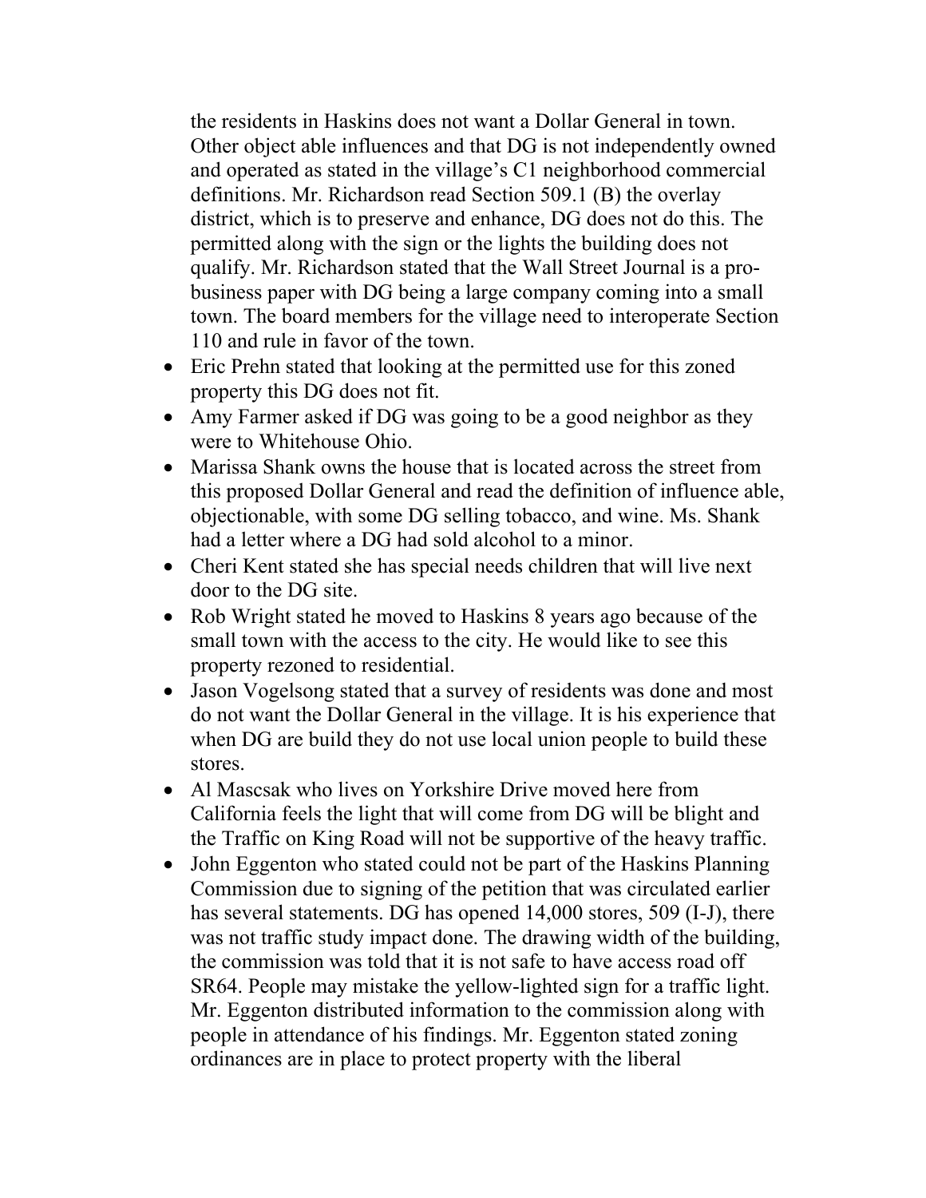the residents in Haskins does not want a Dollar General in town. Other object able influences and that DG is not independently owned and operated as stated in the village's C1 neighborhood commercial definitions. Mr. Richardson read Section 509.1 (B) the overlay district, which is to preserve and enhance, DG does not do this. The permitted along with the sign or the lights the building does not qualify. Mr. Richardson stated that the Wall Street Journal is a pro-business paper with DG being a large company coming into a small town. The board members for the village need to interoperate Section 110 and rule in favor of the town.

- Eric Prehn stated that looking at the permitted use for this zoned property this DG does not fit.
- Amy Farmer asked if DG was going to be a good neighbor as they were to Whitehouse Ohio.
- Marissa Shank owns the house that is located across the street from this proposed Dollar General and read the definition of influence able, objectionable, with some DG selling tobacco, and wine. Ms. Shank had a letter where a DG had sold alcohol to a minor.
- Cheri Kent stated she has special needs children that will live next door to the DG site.
- Rob Wright stated he moved to Haskins 8 years ago because of the small town with the access to the city. He would like to see this property rezoned to residential.
- Jason Vogelsong stated that a survey of residents was done and most do not want the Dollar General in the village. It is his experience that when DG are build they do not use local union people to build these stores.
- Al Mascsak who lives on Yorkshire Drive moved here from California feels the light that will come from DG will be blight and the Traffic on King Road will not be supportive of the heavy traffic.
- John Eggenton who stated could not be part of the Haskins Planning Commission due to signing of the petition that was circulated earlier has several statements. DG has opened 14,000 stores, 509 (I-J), there was not traffic study impact done. The drawing width of the building, the commission was told that it is not safe to have access road off SR64. People may mistake the yellow-lighted sign for a traffic light. Mr. Eggenton distributed information to the commission along with people in attendance of his findings. Mr. Eggenton stated zoning ordinances are in place to protect property with the liberal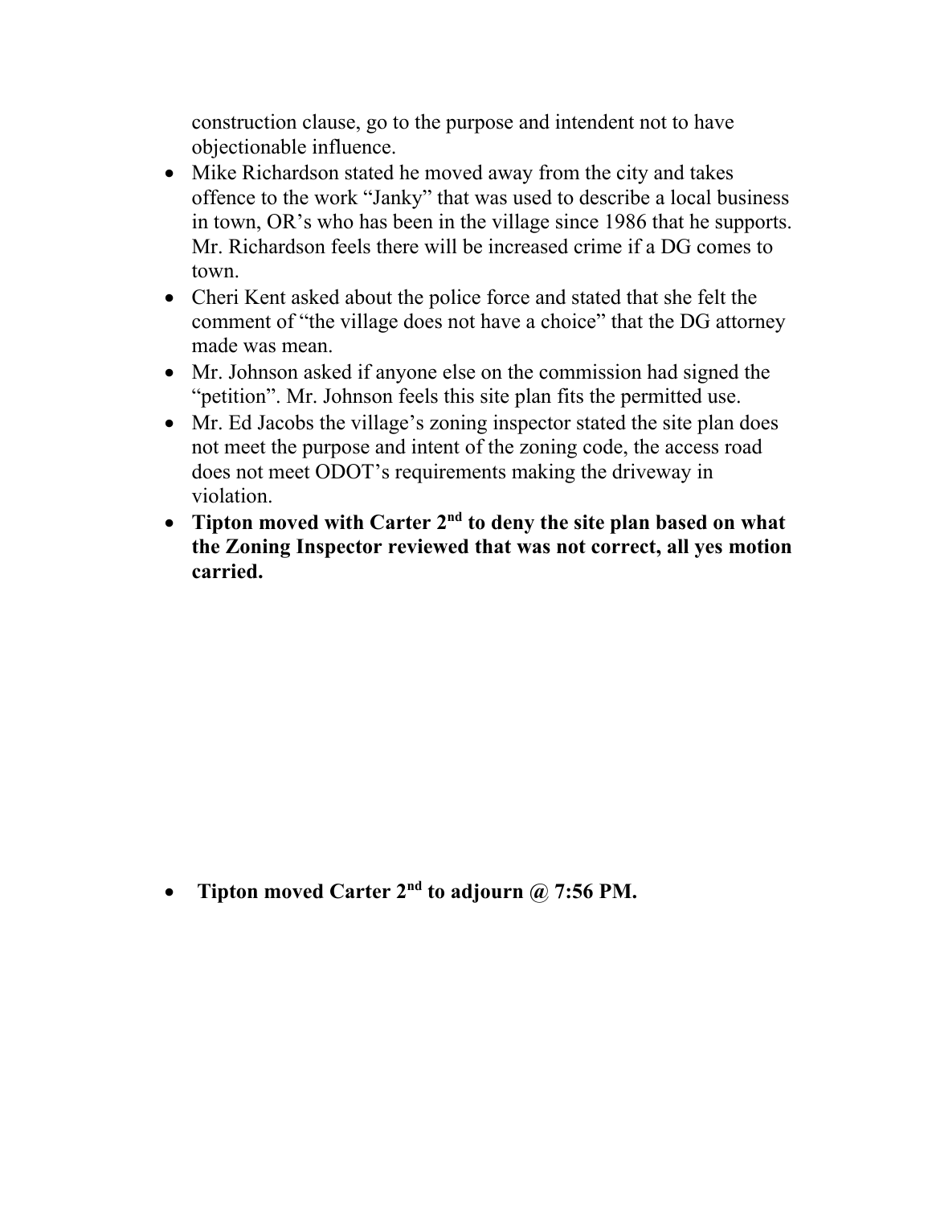construction clause, go to the purpose and intendent not to have objectionable influence.

- Mike Richardson stated he moved away from the city and takes offence to the work "Janky" that was used to describe a local business in town, OR's who has been in the village since 1986 that he supports. Mr. Richardson feels there will be increased crime if a DG comes to town.
- Cheri Kent asked about the police force and stated that she felt the comment of "the village does not have a choice" that the DG attorney made was mean.
- Mr. Johnson asked if anyone else on the commission had signed the "petition". Mr. Johnson feels this site plan fits the permitted use.
- Mr. Ed Jacobs the village's zoning inspector stated the site plan does not meet the purpose and intent of the zoning code, the access road does not meet ODOT's requirements making the driveway in violation.
- **Tipton moved with Carter 2nd to deny the site plan based on what the Zoning Inspector reviewed that was not correct, all yes motion carried.**

- **Tipton moved Carter 2nd to adjourn @ 7:56 PM.**